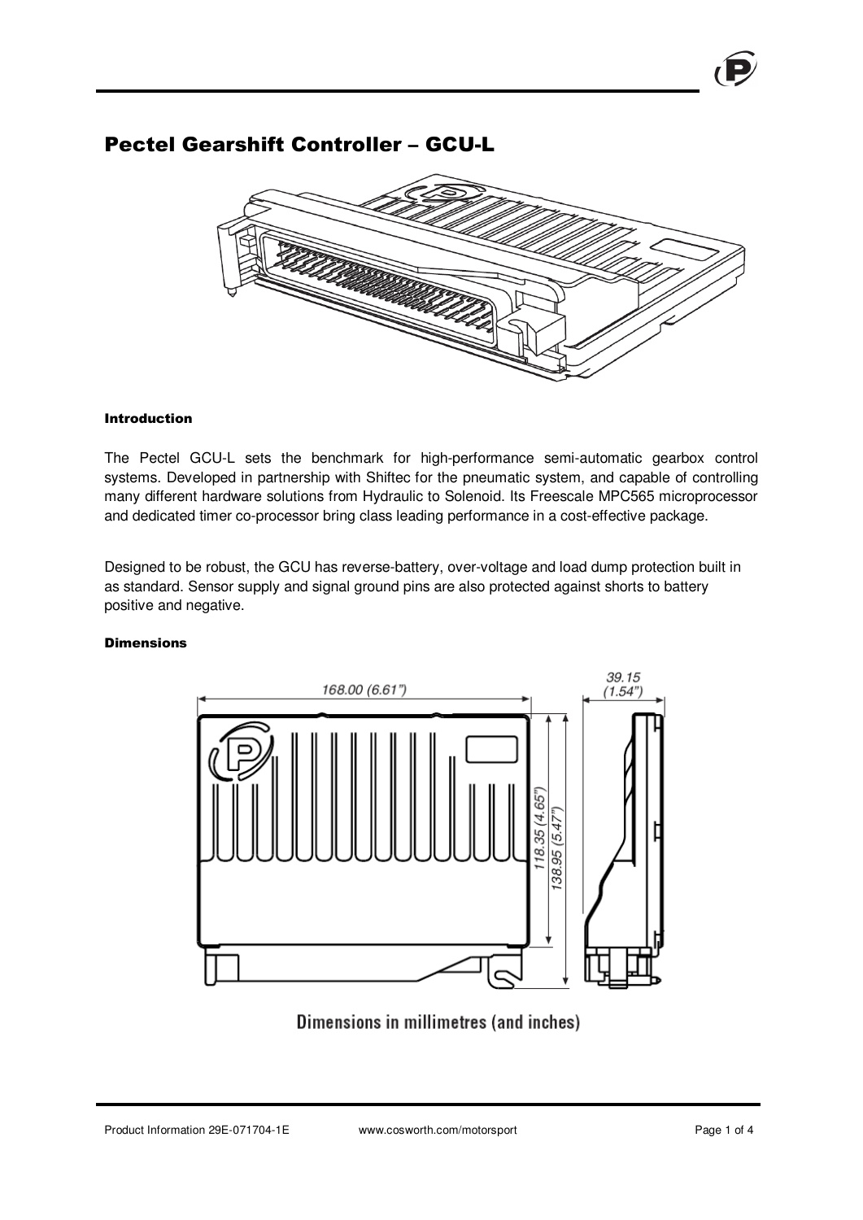# Pectel Gearshift Controller – GCU-L

#### Introduction

The Pectel GCU-L sets the benchmark for high-performance semi-automatic gearbox control systems. Developed in partnership with Shiftec for the pneumatic system, and capable of controlling many different hardware solutions from Hydraulic to Solenoid. Its Freescale MPC565 microprocessor and dedicated timer co-processor bring class leading performance in a cost-effective package.

Designed to be robust, the GCU has reverse-battery, over-voltage and load dump protection built in as standard. Sensor supply and signal ground pins are also protected against shorts to battery positive and negative.

#### Dimensions

168.00 (6.61")

39.15 (1.54")

118.35 (4.65")

138.95 (5.47")

Dimensions in millimetres (and inches)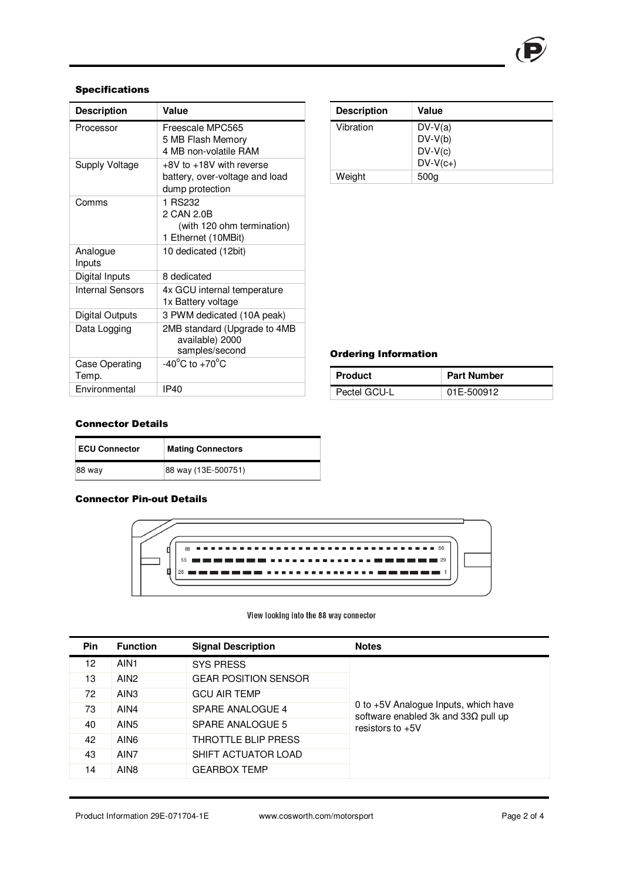## Specifications

| Description | Value |
|---|---|
| Processor | Freescale MPC565<br>5 MB Flash Memory<br>4 MB non-volatile RAM |
| Supply Voltage | +8V to +18V with reverse battery, over-voltage and load dump protection |
| Comms | 1 RS232<br>2 CAN 2.0B (with 120 ohm termination)<br>1 Ethernet (10MBit) |
| Analogue Inputs | 10 dedicated (12bit) |
| Digital Inputs | 8 dedicated |
| Internal Sensors | 4x GCU internal temperature<br>1x Battery voltage |
| Digital Outputs | 3 PWM dedicated (10A peak) |
| Data Logging | 2MB standard (Upgrade to 4MB available) 2000 samples/second |
| Case Operating Temp. | -40°C to +70°C |
| Environmental | IP40 |

| Description | Value |
|---|---|
| Vibration | DV-V(a)<br>DV-V(b)<br>DV-V(c)<br>DV-V(c+) |
| Weight | 500g |

## Ordering Information

| Product | Part Number |
|---|---|
| Pectel GCU-L | 01E-500912 |

## Connector Details

| ECU Connector | Mating Connectors |
|---|---|
| 88 way | 88 way (13E-500751) |

## Connector Pin-out Details

View looking into the 88 way connector

| Pin | Function | Signal Description | Notes |
|---|---|---|---|
| 12 | AIN1 | SYS PRESS | 0 to +5V Analogue Inputs, which have software enabled 3k and 33Ω pull up resistors to +5V |
| 13 | AIN2 | GEAR POSITION SENSOR | |
| 72 | AIN3 | GCU AIR TEMP | |
| 73 | AIN4 | SPARE ANALOGUE 4 | |
| 40 | AIN5 | SPARE ANALOGUE 5 | |
| 42 | AIN6 | THROTTLE BLIP PRESS | |
| 43 | AIN7 | SHIFT ACTUATOR LOAD | |
| 14 | AIN8 | GEARBOX TEMP | |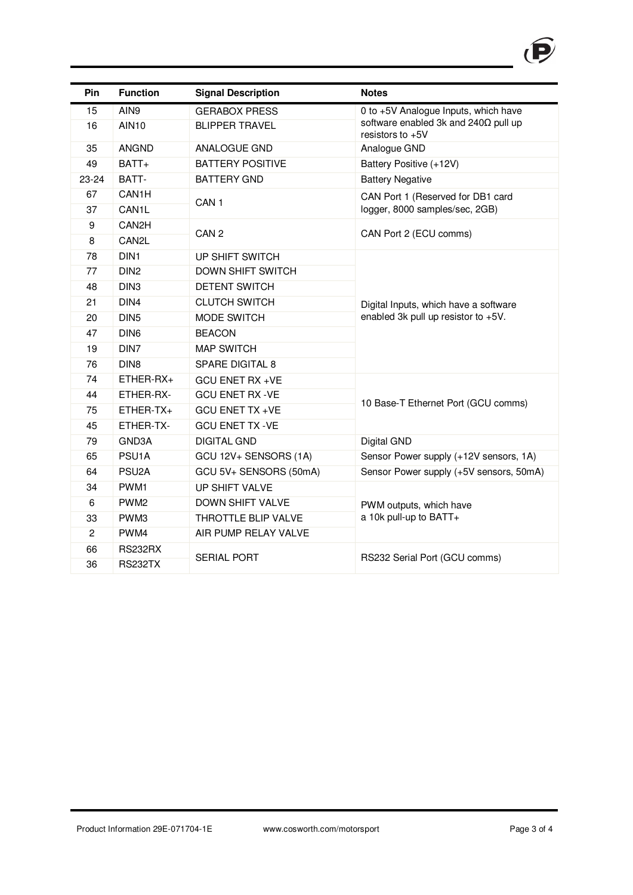| Pin | Function | Signal Description | Notes |
|---|---|---|---|
| 15 | AIN9 | GERABOX PRESS | 0 to +5V Analogue Inputs, which have software enabled 3k and 240Ω pull up resistors to +5V |
| 16 | AIN10 | BLIPPER TRAVEL | |
| 35 | ANGND | ANALOGUE GND | Analogue GND |
| 49 | BATT+ | BATTERY POSITIVE | Battery Positive (+12V) |
| 23-24 | BATT- | BATTERY GND | Battery Negative |
| 67 | CAN1H | CAN 1 | CAN Port 1 (Reserved for DB1 card logger, 8000 samples/sec, 2GB) |
| 37 | CAN1L | | |
| 9 | CAN2H | CAN 2 | CAN Port 2 (ECU comms) |
| 8 | CAN2L | | |
| 78 | DIN1 | UP SHIFT SWITCH | Digital Inputs, which have a software enabled 3k pull up resistor to +5V. |
| 77 | DIN2 | DOWN SHIFT SWITCH | |
| 48 | DIN3 | DETENT SWITCH | |
| 21 | DIN4 | CLUTCH SWITCH | |
| 20 | DIN5 | MODE SWITCH | |
| 47 | DIN6 | BEACON | |
| 19 | DIN7 | MAP SWITCH | |
| 76 | DIN8 | SPARE DIGITAL 8 | |
| 74 | ETHER-RX+ | GCU ENET RX +VE | 10 Base-T Ethernet Port (GCU comms) |
| 44 | ETHER-RX- | GCU ENET RX -VE | |
| 75 | ETHER-TX+ | GCU ENET TX +VE | |
| 45 | ETHER-TX- | GCU ENET TX -VE | |
| 79 | GND3A | DIGITAL GND | Digital GND |
| 65 | PSU1A | GCU 12V+ SENSORS (1A) | Sensor Power supply (+12V sensors, 1A) |
| 64 | PSU2A | GCU 5V+ SENSORS (50mA) | Sensor Power supply (+5V sensors, 50mA) |
| 34 | PWM1 | UP SHIFT VALVE | PWM outputs, which have a 10k pull-up to BATT+ |
| 6 | PWM2 | DOWN SHIFT VALVE | |
| 33 | PWM3 | THROTTLE BLIP VALVE | |
| 2 | PWM4 | AIR PUMP RELAY VALVE | |
| 66 | RS232RX | SERIAL PORT | RS232 Serial Port (GCU comms) |
| 36 | RS232TX | | |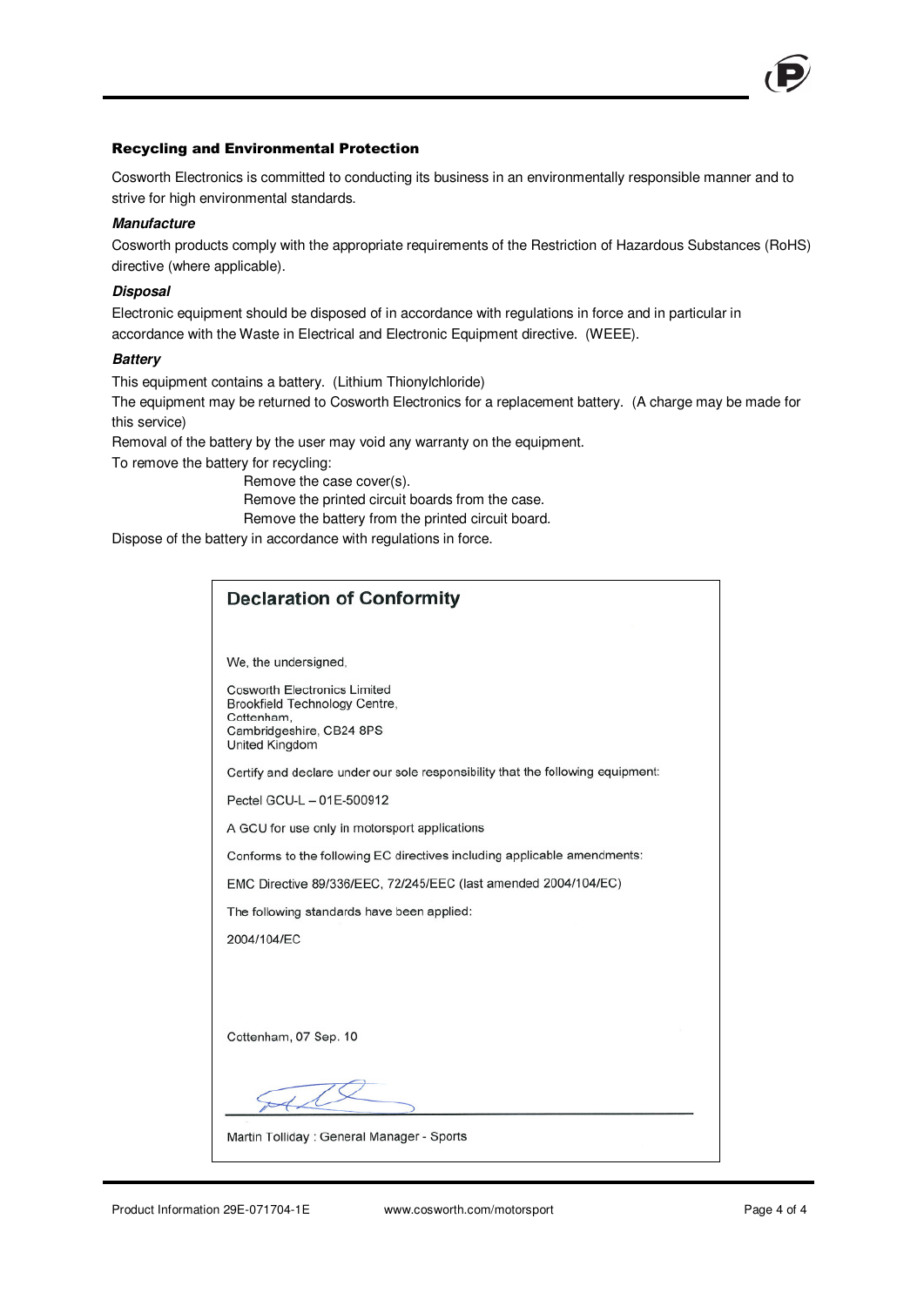## Recycling and Environmental Protection

Cosworth Electronics is committed to conducting its business in an environmentally responsible manner and to strive for high environmental standards.

### *Manufacture*

Cosworth products comply with the appropriate requirements of the Restriction of Hazardous Substances (RoHS) directive (where applicable).

### *Disposal*

Electronic equipment should be disposed of in accordance with regulations in force and in particular in accordance with the Waste in Electrical and Electronic Equipment directive. (WEEE).

### *Battery*

This equipment contains a battery. (Lithium Thionylchloride)
The equipment may be returned to Cosworth Electronics for a replacement battery. (A charge may be made for this service)
Removal of the battery by the user may void any warranty on the equipment.
To remove the battery for recycling:

Remove the case cover(s).
Remove the printed circuit boards from the case.
Remove the battery from the printed circuit board.

Dispose of the battery in accordance with regulations in force.

## Declaration of Conformity

We, the undersigned,

Cosworth Electronics Limited
Brookfield Technology Centre,
Cottenham,
Cambridgeshire, CB24 8PS
United Kingdom

Certify and declare under our sole responsibility that the following equipment:

Pectel GCU-L – 01E-500912

A GCU for use only in motorsport applications

Conforms to the following EC directives including applicable amendments:

EMC Directive 89/336/EEC, 72/245/EEC (last amended 2004/104/EC)

The following standards have been applied:

2004/104/EC

Cottenham, 07 Sep. 10

Martin Tolliday : General Manager - Sports

Product Information 29E-071704-1E www.cosworth.com/motorsport